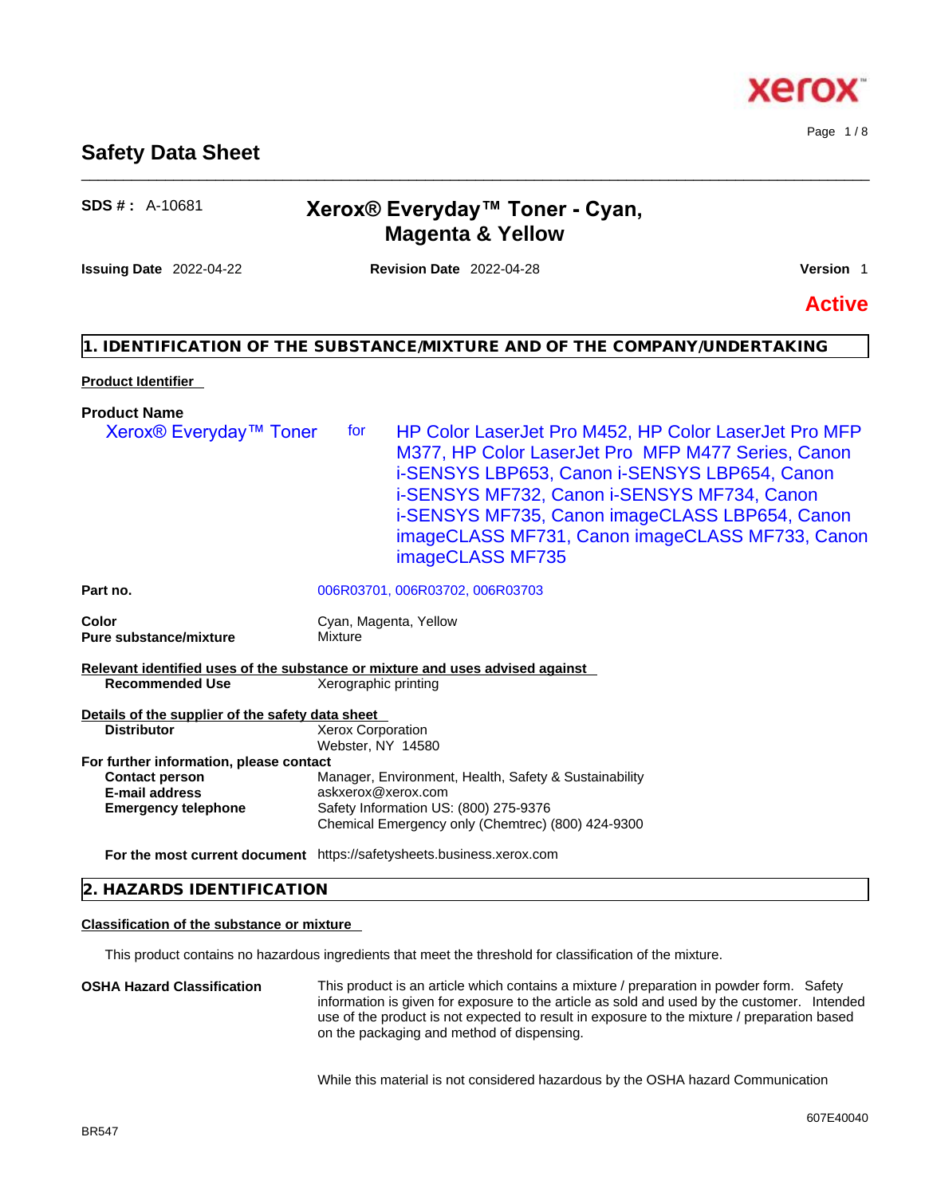# Safety Data Sheet

**SDS # :** A-10681

## Xerox® Everyday™ Toner - Cyan, Magenta & Yellow

**Issuing Date** 2022-04-22 **Revision Date** 2022-04-28 **Version** 1

**Active**

## 1. IDENTIFICATION OF THE SUBSTANCE/MIXTURE AND OF THE COMPANY/UNDERTAKING

**Product Identifier**

**Product Name**

Xerox® Everyday™ Toner for HP Color LaserJet Pro M452, HP Color LaserJet Pro MFP M377, HP Color LaserJet Pro MFP M477 Series, Canon i-SENSYS LBP653, Canon i-SENSYS LBP654, Canon i-SENSYS MF732, Canon i-SENSYS MF734, Canon i-SENSYS MF735, Canon imageCLASS LBP654, Canon imageCLASS MF731, Canon imageCLASS MF733, Canon imageCLASS MF735

| | |
|---|---|
| **Part no.** | 006R03701, 006R03702, 006R03703 |
| **Color** | Cyan, Magenta, Yellow |
| **Pure substance/mixture** | Mixture |

**Relevant identified uses of the substance or mixture and uses advised against**

| | |
|---|---|
| **Recommended Use** | Xerographic printing |

**Details of the supplier of the safety data sheet**

| | |
|---|---|
| **Distributor** | Xerox Corporation<br>Webster, NY 14580 |

**For further information, please contact**

| | |
|---|---|
| **Contact person** | Manager, Environment, Health, Safety & Sustainability |
| **E-mail address** | askxerox@xerox.com |
| **Emergency telephone** | Safety Information US: (800) 275-9376<br>Chemical Emergency only (Chemtrec) (800) 424-9300 |
| **For the most current document** | https://safetysheets.business.xerox.com |

## 2. HAZARDS IDENTIFICATION

**Classification of the substance or mixture**

This product contains no hazardous ingredients that meet the threshold for classification of the mixture.

**OSHA Hazard Classification**

This product is an article which contains a mixture / preparation in powder form. Safety information is given for exposure to the article as sold and used by the customer. Intended use of the product is not expected to result in exposure to the mixture / preparation based on the packaging and method of dispensing.

While this material is not considered hazardous by the OSHA hazard Communication

BR547

607E40040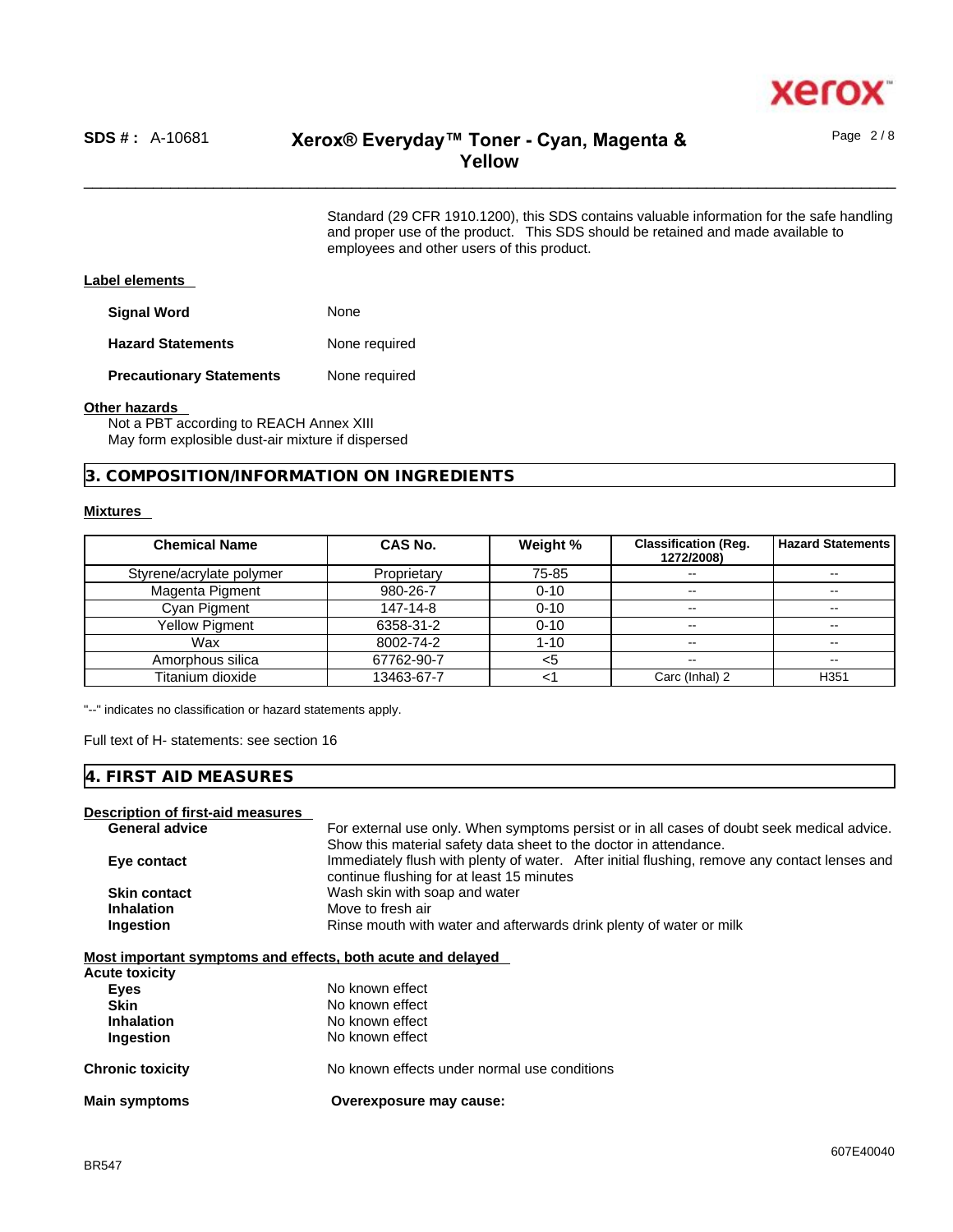Standard (29 CFR 1910.1200), this SDS contains valuable information for the safe handling and proper use of the product. This SDS should be retained and made available to employees and other users of this product.

**Label elements**

**Signal Word** None

**Hazard Statements** None required

**Precautionary Statements** None required

**Other hazards**

Not a PBT according to REACH Annex XIII
May form explosible dust-air mixture if dispersed

## 3. COMPOSITION/INFORMATION ON INGREDIENTS

**Mixtures**

| Chemical Name | CAS No. | Weight % | Classification (Reg. 1272/2008) | Hazard Statements |
|---|---|---|---|---|
| Styrene/acrylate polymer | Proprietary | 75-85 | -- | -- |
| Magenta Pigment | 980-26-7 | 0-10 | -- | -- |
| Cyan Pigment | 147-14-8 | 0-10 | -- | -- |
| Yellow Pigment | 6358-31-2 | 0-10 | -- | -- |
| Wax | 8002-74-2 | 1-10 | -- | -- |
| Amorphous silica | 67762-90-7 | <5 | -- | -- |
| Titanium dioxide | 13463-67-7 | <1 | Carc (Inhal) 2 | H351 |

"--" indicates no classification or hazard statements apply.

Full text of H- statements: see section 16

## 4. FIRST AID MEASURES

**Description of first-aid measures**

**General advice** For external use only. When symptoms persist or in all cases of doubt seek medical advice. Show this material safety data sheet to the doctor in attendance.

**Eye contact** Immediately flush with plenty of water. After initial flushing, remove any contact lenses and continue flushing for at least 15 minutes

**Skin contact** Wash skin with soap and water

**Inhalation** Move to fresh air

**Ingestion** Rinse mouth with water and afterwards drink plenty of water or milk

**Most important symptoms and effects, both acute and delayed**

**Acute toxicity**

**Eyes** No known effect

**Skin** No known effect

**Inhalation** No known effect

**Ingestion** No known effect

**Chronic toxicity** No known effects under normal use conditions

**Main symptoms** **Overexposure may cause:**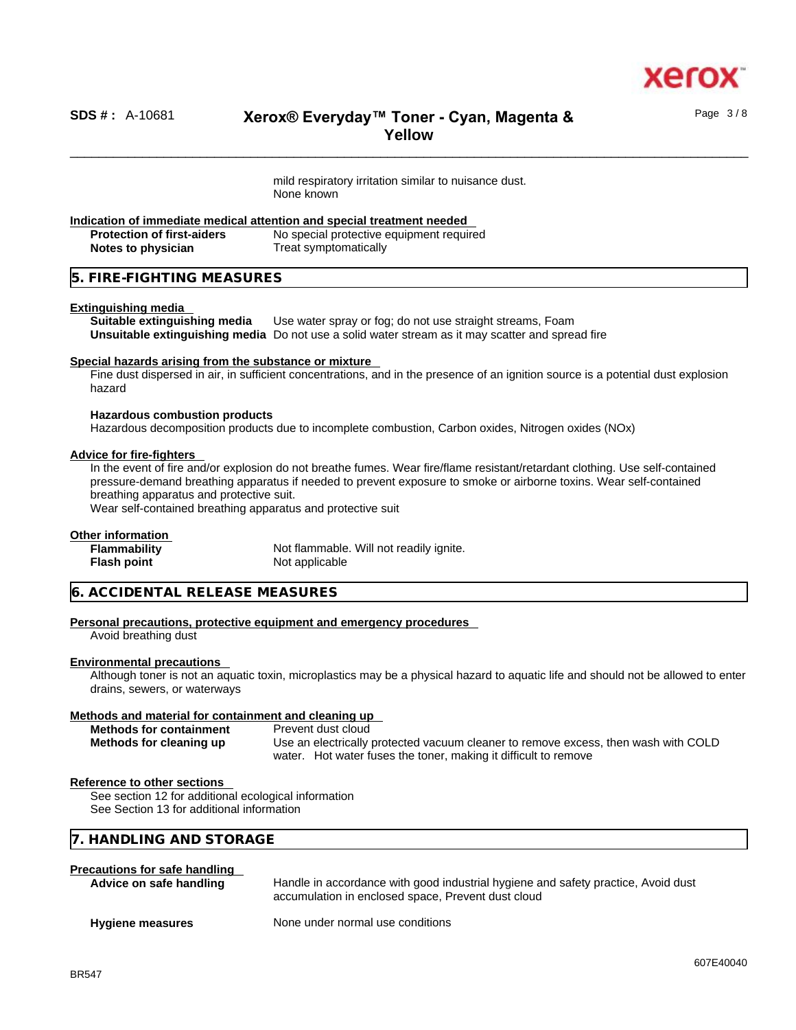mild respiratory irritation similar to nuisance dust.
None known

**Indication of immediate medical attention and special treatment needed**

| | |
|---|---|
| **Protection of first-aiders** | No special protective equipment required |
| **Notes to physician** | Treat symptomatically |

## 5. FIRE-FIGHTING MEASURES

**Extinguishing media**

| | |
|---|---|
| **Suitable extinguishing media** | Use water spray or fog; do not use straight streams, Foam |
| **Unsuitable extinguishing media** | Do not use a solid water stream as it may scatter and spread fire |

**Special hazards arising from the substance or mixture**

Fine dust dispersed in air, in sufficient concentrations, and in the presence of an ignition source is a potential dust explosion hazard

**Hazardous combustion products**

Hazardous decomposition products due to incomplete combustion, Carbon oxides, Nitrogen oxides (NOx)

**Advice for fire-fighters**

In the event of fire and/or explosion do not breathe fumes. Wear fire/flame resistant/retardant clothing. Use self-contained pressure-demand breathing apparatus if needed to prevent exposure to smoke or airborne toxins. Wear self-contained breathing apparatus and protective suit.
Wear self-contained breathing apparatus and protective suit

**Other information**

| | |
|---|---|
| **Flammability** | Not flammable. Will not readily ignite. |
| **Flash point** | Not applicable |

## 6. ACCIDENTAL RELEASE MEASURES

**Personal precautions, protective equipment and emergency procedures**

Avoid breathing dust

**Environmental precautions**

Although toner is not an aquatic toxin, microplastics may be a physical hazard to aquatic life and should not be allowed to enter drains, sewers, or waterways

**Methods and material for containment and cleaning up**

| | |
|---|---|
| **Methods for containment** | Prevent dust cloud |
| **Methods for cleaning up** | Use an electrically protected vacuum cleaner to remove excess, then wash with COLD water. Hot water fuses the toner, making it difficult to remove |

**Reference to other sections**

See section 12 for additional ecological information
See Section 13 for additional information

## 7. HANDLING AND STORAGE

**Precautions for safe handling**

| | |
|---|---|
| **Advice on safe handling** | Handle in accordance with good industrial hygiene and safety practice, Avoid dust accumulation in enclosed space, Prevent dust cloud |
| **Hygiene measures** | None under normal use conditions |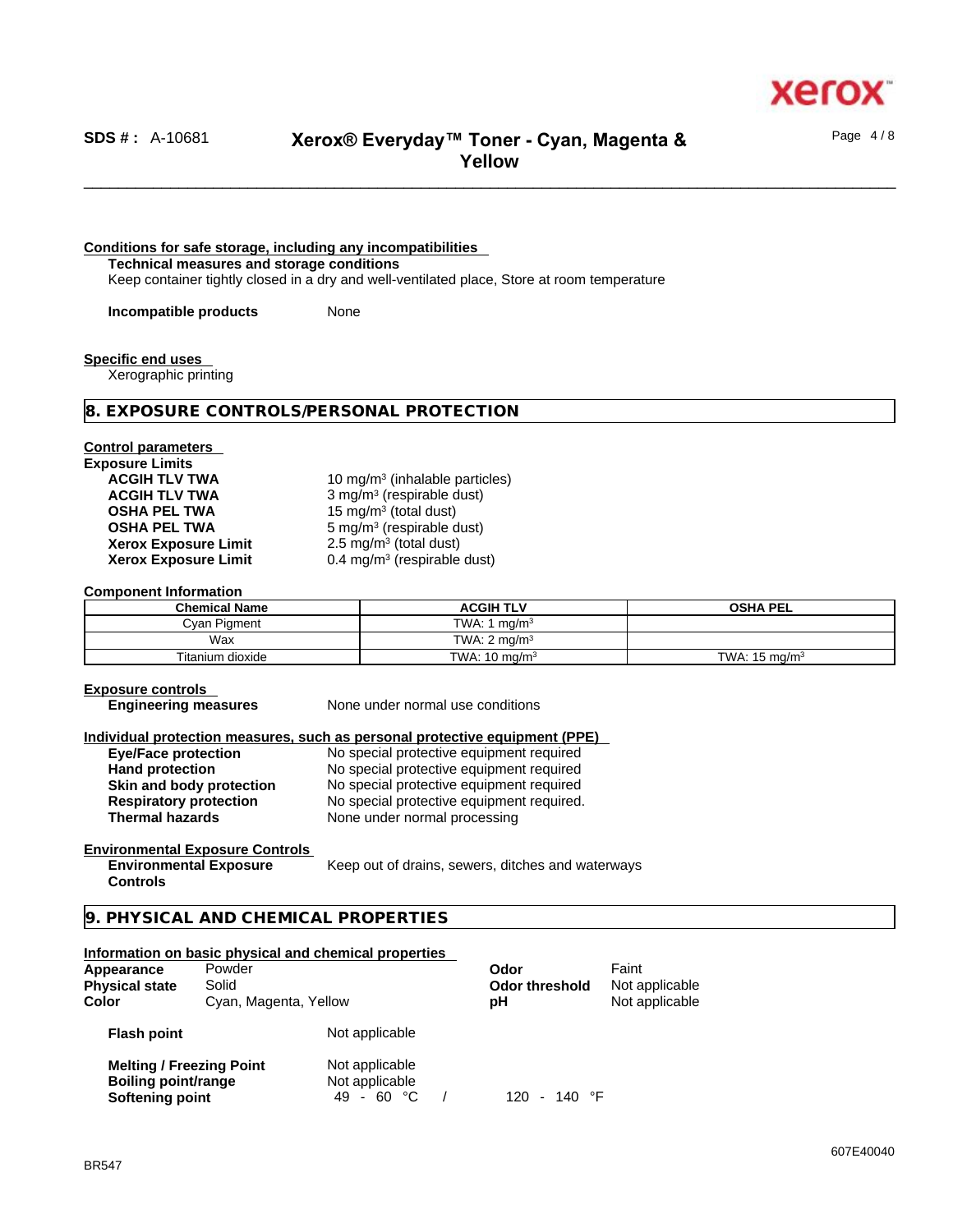**Conditions for safe storage, including any incompatibilities**

**Technical measures and storage conditions**

Keep container tightly closed in a dry and well-ventilated place, Store at room temperature

**Incompatible products** None

**Specific end uses**

Xerographic printing

## 8. EXPOSURE CONTROLS/PERSONAL PROTECTION

**Control parameters**

**Exposure Limits**

| | |
|---|---|
| **ACGIH TLV TWA** | 10 mg/m$^3$ (inhalable particles) |
| **ACGIH TLV TWA** | 3 mg/m$^3$ (respirable dust) |
| **OSHA PEL TWA** | 15 mg/m$^3$ (total dust) |
| **OSHA PEL TWA** | 5 mg/m$^3$ (respirable dust) |
| **Xerox Exposure Limit** | 2.5 mg/m$^3$ (total dust) |
| **Xerox Exposure Limit** | 0.4 mg/m$^3$ (respirable dust) |

**Component Information**

| Chemical Name | ACGIH TLV | OSHA PEL |
|---|---|---|
| Cyan Pigment | TWA: 1 mg/m$^3$ | |
| Wax | TWA: 2 mg/m$^3$ | |
| Titanium dioxide | TWA: 10 mg/m$^3$ | TWA: 15 mg/m$^3$ |

**Exposure controls**

**Engineering measures** None under normal use conditions

**Individual protection measures, such as personal protective equipment (PPE)**

| | |
|---|---|
| **Eye/Face protection** | No special protective equipment required |
| **Hand protection** | No special protective equipment required |
| **Skin and body protection** | No special protective equipment required |
| **Respiratory protection** | No special protective equipment required. |
| **Thermal hazards** | None under normal processing |

**Environmental Exposure Controls**

**Environmental Exposure Controls** Keep out of drains, sewers, ditches and waterways

## 9. PHYSICAL AND CHEMICAL PROPERTIES

**Information on basic physical and chemical properties**

| | | | |
|---|---|---|---|
| **Appearance** | Powder | **Odor** | Faint |
| **Physical state** | Solid | **Odor threshold** | Not applicable |
| **Color** | Cyan, Magenta, Yellow | **pH** | Not applicable |

| | |
|---|---|
| **Flash point** | Not applicable |
| **Melting / Freezing Point** | Not applicable |
| **Boiling point/range** | Not applicable |
| **Softening point** | 49 - 60 °C / 120 - 140 °F |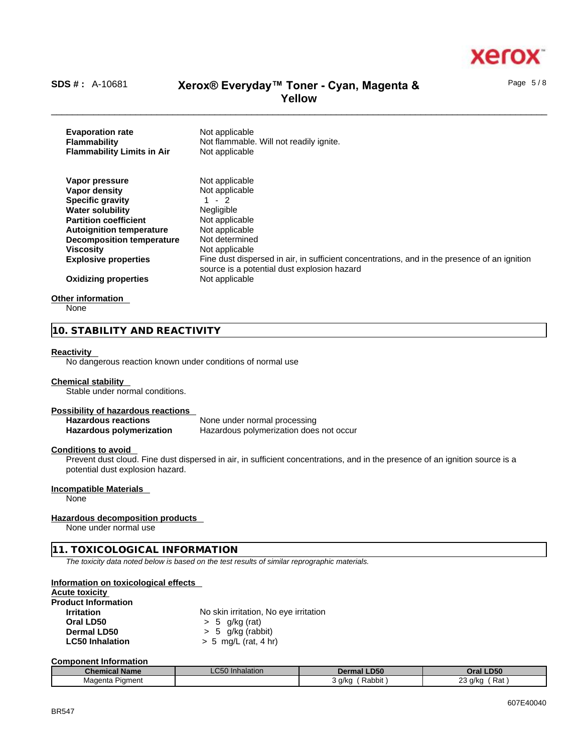| | |
|---|---|
| **Evaporation rate** | Not applicable |
| **Flammability** | Not flammable. Will not readily ignite. |
| **Flammability Limits in Air** | Not applicable |

| | |
|---|---|
| **Vapor pressure** | Not applicable |
| **Vapor density** | Not applicable |
| **Specific gravity** | 1 - 2 |
| **Water solubility** | Negligible |
| **Partition coefficient** | Not applicable |
| **Autoignition temperature** | Not applicable |
| **Decomposition temperature** | Not determined |
| **Viscosity** | Not applicable |
| **Explosive properties** | Fine dust dispersed in air, in sufficient concentrations, and in the presence of an ignition source is a potential dust explosion hazard |
| **Oxidizing properties** | Not applicable |

**Other information**

None

## 10. STABILITY AND REACTIVITY

**Reactivity**

No dangerous reaction known under conditions of normal use

**Chemical stability**

Stable under normal conditions.

**Possibility of hazardous reactions**

| | |
|---|---|
| **Hazardous reactions** | None under normal processing |
| **Hazardous polymerization** | Hazardous polymerization does not occur |

**Conditions to avoid**

Prevent dust cloud. Fine dust dispersed in air, in sufficient concentrations, and in the presence of an ignition source is a potential dust explosion hazard.

**Incompatible Materials**

None

**Hazardous decomposition products**

None under normal use

## 11. TOXICOLOGICAL INFORMATION

*The toxicity data noted below is based on the test results of similar reprographic materials.*

**Information on toxicological effects**

**Acute toxicity**

**Product Information**

| | |
|---|---|
| **Irritation** | No skin irritation, No eye irritation |
| **Oral LD50** | > 5 g/kg (rat) |
| **Dermal LD50** | > 5 g/kg (rabbit) |
| **LC50 Inhalation** | > 5 mg/L (rat, 4 hr) |

**Component Information**

| Chemical Name | LC50 Inhalation | Dermal LD50 | Oral LD50 |
|---|---|---|---|
| Magenta Pigment | | 3 g/kg ( Rabbit ) | 23 g/kg ( Rat ) |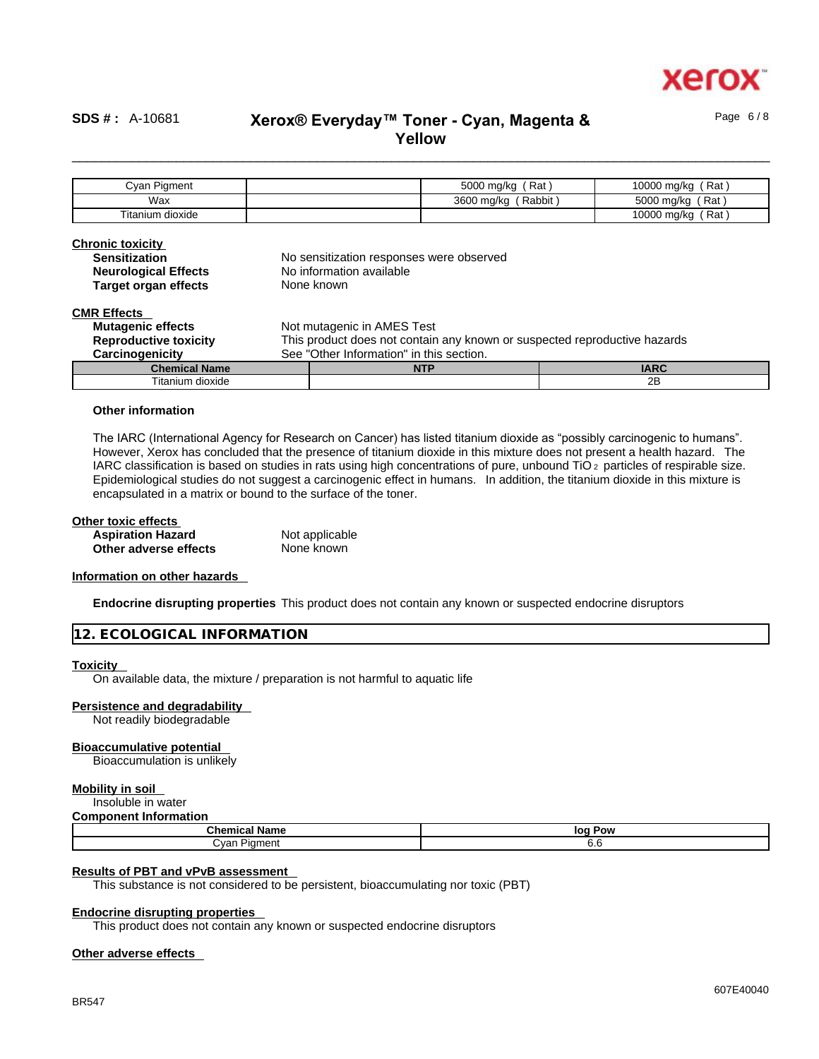| Cyan Pigment | | 5000 mg/kg ( Rat ) | 10000 mg/kg ( Rat ) |
|---|---|---|---|
| Wax | | 3600 mg/kg ( Rabbit ) | 5000 mg/kg ( Rat ) |
| Titanium dioxide | | | 10000 mg/kg ( Rat ) |

**Chronic toxicity**

**Sensitization** No sensitization responses were observed
**Neurological Effects** No information available
**Target organ effects** None known

**CMR Effects**

**Mutagenic effects** Not mutagenic in AMES Test
**Reproductive toxicity** This product does not contain any known or suspected reproductive hazards
**Carcinogenicity** See "Other Information" in this section.

| Chemical Name | NTP | IARC |
|---|---|---|
| Titanium dioxide | | 2B |

**Other information**

The IARC (International Agency for Research on Cancer) has listed titanium dioxide as “possibly carcinogenic to humans”. However, Xerox has concluded that the presence of titanium dioxide in this mixture does not present a health hazard. The IARC classification is based on studies in rats using high concentrations of pure, unbound $TiO_2$ particles of respirable size. Epidemiological studies do not suggest a carcinogenic effect in humans. In addition, the titanium dioxide in this mixture is encapsulated in a matrix or bound to the surface of the toner.

**Other toxic effects**

**Aspiration Hazard** Not applicable
**Other adverse effects** None known

**Information on other hazards**

**Endocrine disrupting properties** This product does not contain any known or suspected endocrine disruptors

## 12. ECOLOGICAL INFORMATION

**Toxicity**

On available data, the mixture / preparation is not harmful to aquatic life

**Persistence and degradability**

Not readily biodegradable

**Bioaccumulative potential**

Bioaccumulation is unlikely

**Mobility in soil**

Insoluble in water

**Component Information**

| Chemical Name | log Pow |
|---|---|
| Cyan Pigment | 6.6 |

**Results of PBT and vPvB assessment**

This substance is not considered to be persistent, bioaccumulating nor toxic (PBT)

**Endocrine disrupting properties**

This product does not contain any known or suspected endocrine disruptors

**Other adverse effects**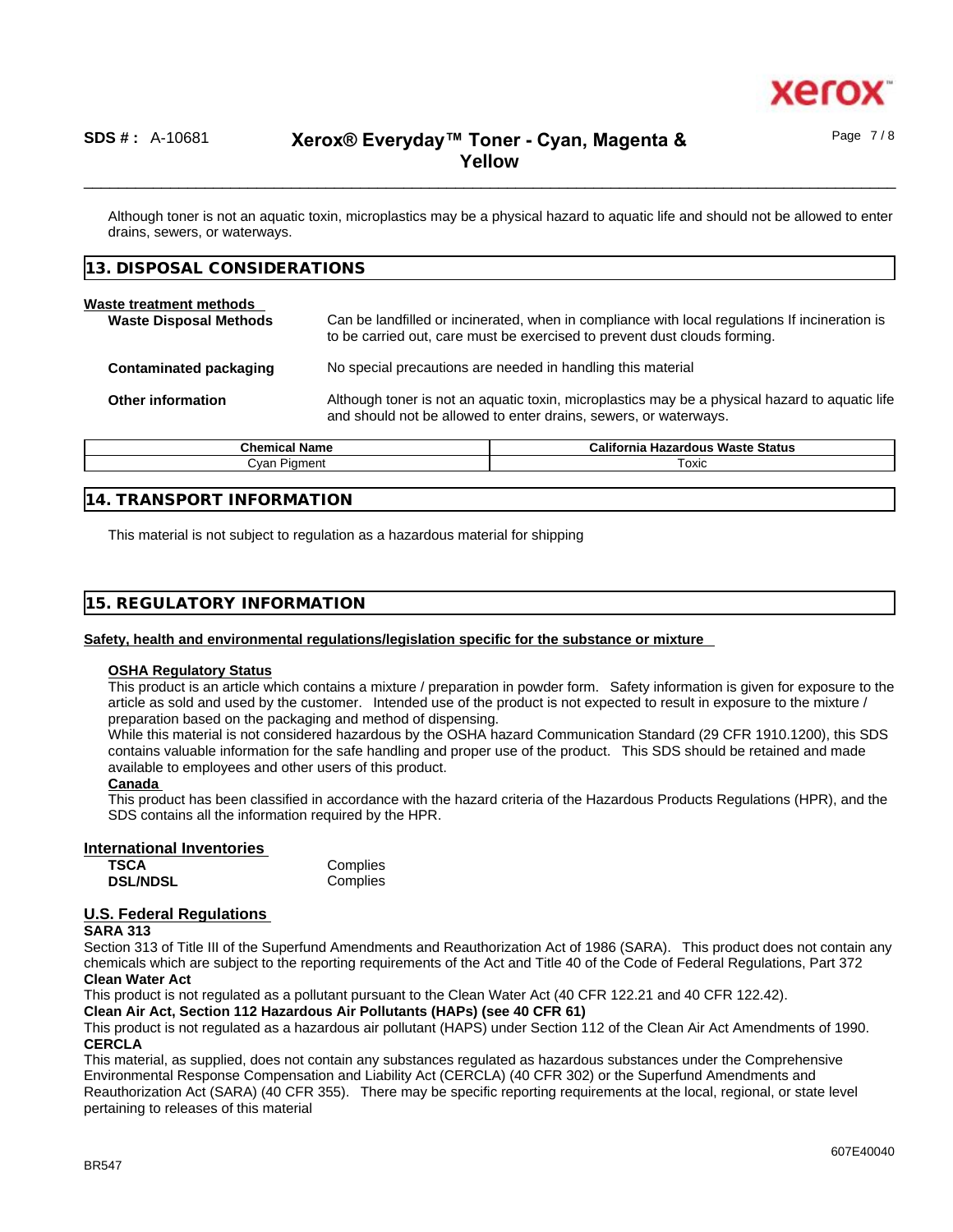Although toner is not an aquatic toxin, microplastics may be a physical hazard to aquatic life and should not be allowed to enter drains, sewers, or waterways.

## 13. DISPOSAL CONSIDERATIONS

**Waste treatment methods**

**Waste Disposal Methods** Can be landfilled or incinerated, when in compliance with local regulations If incineration is to be carried out, care must be exercised to prevent dust clouds forming.

**Contaminated packaging** No special precautions are needed in handling this material

**Other information** Although toner is not an aquatic toxin, microplastics may be a physical hazard to aquatic life and should not be allowed to enter drains, sewers, or waterways.

| Chemical Name | California Hazardous Waste Status |
|---|---|
| Cyan Pigment | Toxic |

## 14. TRANSPORT INFORMATION

This material is not subject to regulation as a hazardous material for shipping

## 15. REGULATORY INFORMATION

**Safety, health and environmental regulations/legislation specific for the substance or mixture**

**OSHA Regulatory Status**

This product is an article which contains a mixture / preparation in powder form. Safety information is given for exposure to the article as sold and used by the customer. Intended use of the product is not expected to result in exposure to the mixture / preparation based on the packaging and method of dispensing.
While this material is not considered hazardous by the OSHA hazard Communication Standard (29 CFR 1910.1200), this SDS contains valuable information for the safe handling and proper use of the product. This SDS should be retained and made available to employees and other users of this product.

**Canada**

This product has been classified in accordance with the hazard criteria of the Hazardous Products Regulations (HPR), and the SDS contains all the information required by the HPR.

**International Inventories**

| | |
|---|---|
| **TSCA** | Complies |
| **DSL/NDSL** | Complies |

**U.S. Federal Regulations**

**SARA 313**

Section 313 of Title III of the Superfund Amendments and Reauthorization Act of 1986 (SARA). This product does not contain any chemicals which are subject to the reporting requirements of the Act and Title 40 of the Code of Federal Regulations, Part 372

**Clean Water Act**

This product is not regulated as a pollutant pursuant to the Clean Water Act (40 CFR 122.21 and 40 CFR 122.42).

**Clean Air Act, Section 112 Hazardous Air Pollutants (HAPs) (see 40 CFR 61)**

This product is not regulated as a hazardous air pollutant (HAPS) under Section 112 of the Clean Air Act Amendments of 1990.

**CERCLA**

This material, as supplied, does not contain any substances regulated as hazardous substances under the Comprehensive Environmental Response Compensation and Liability Act (CERCLA) (40 CFR 302) or the Superfund Amendments and Reauthorization Act (SARA) (40 CFR 355). There may be specific reporting requirements at the local, regional, or state level pertaining to releases of this material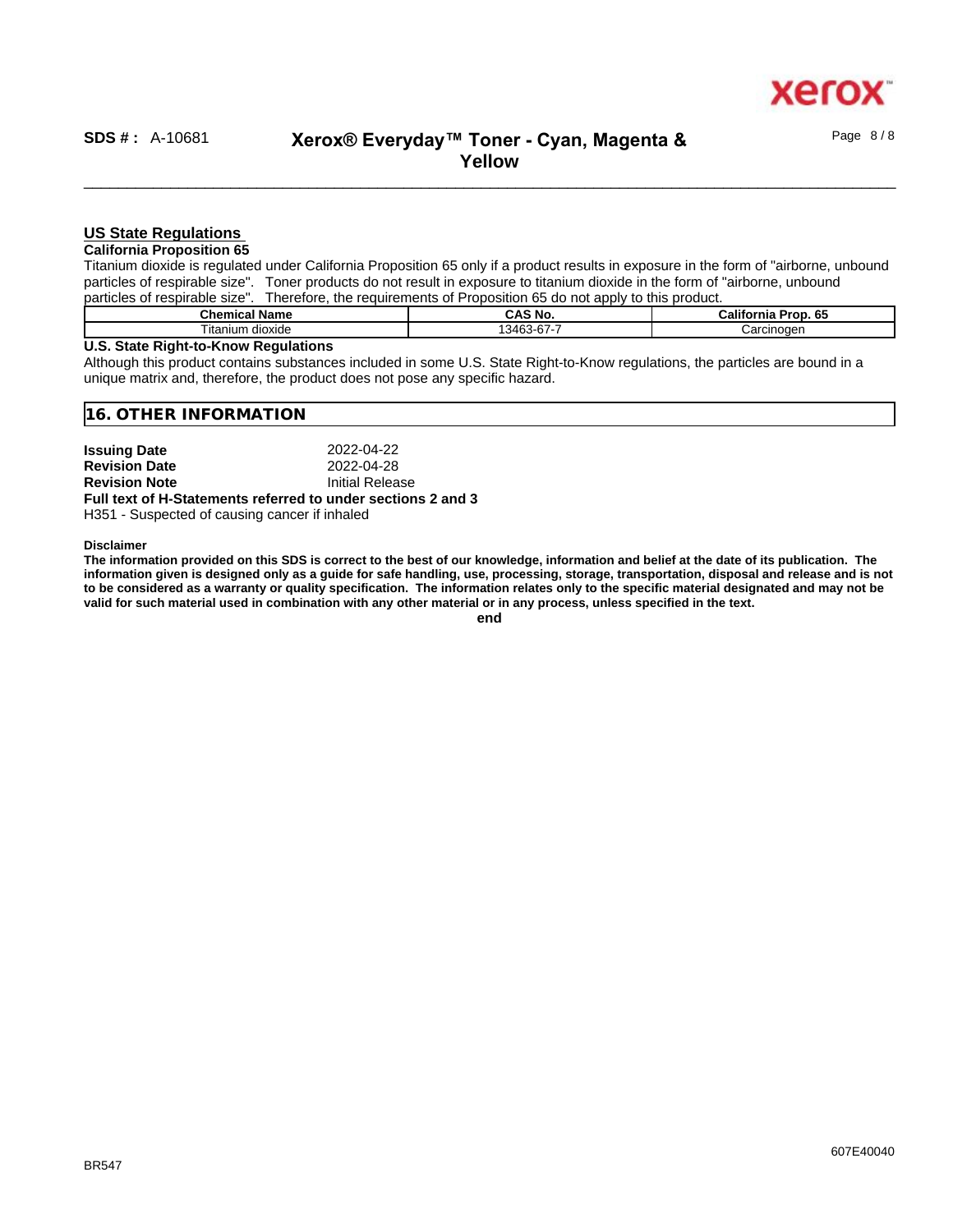## US State Regulations

**California Proposition 65**

Titanium dioxide is regulated under California Proposition 65 only if a product results in exposure in the form of "airborne, unbound particles of respirable size". Toner products do not result in exposure to titanium dioxide in the form of "airborne, unbound particles of respirable size". Therefore, the requirements of Proposition 65 do not apply to this product.

| Chemical Name | CAS No. | California Prop. 65 |
| --- | --- | --- |
| Titanium dioxide | 13463-67-7 | Carcinogen |

**U.S. State Right-to-Know Regulations**

Although this product contains substances included in some U.S. State Right-to-Know regulations, the particles are bound in a unique matrix and, therefore, the product does not pose any specific hazard.

## 16. OTHER INFORMATION

**Issuing Date** 2022-04-22
**Revision Date** 2022-04-28
**Revision Note** Initial Release

**Full text of H-Statements referred to under sections 2 and 3**

H351 - Suspected of causing cancer if inhaled

**Disclaimer**

**The information provided on this SDS is correct to the best of our knowledge, information and belief at the date of its publication. The information given is designed only as a guide for safe handling, use, processing, storage, transportation, disposal and release and is not to be considered as a warranty or quality specification. The information relates only to the specific material designated and may not be valid for such material used in combination with any other material or in any process, unless specified in the text.**

**end**

BR547

607E40040